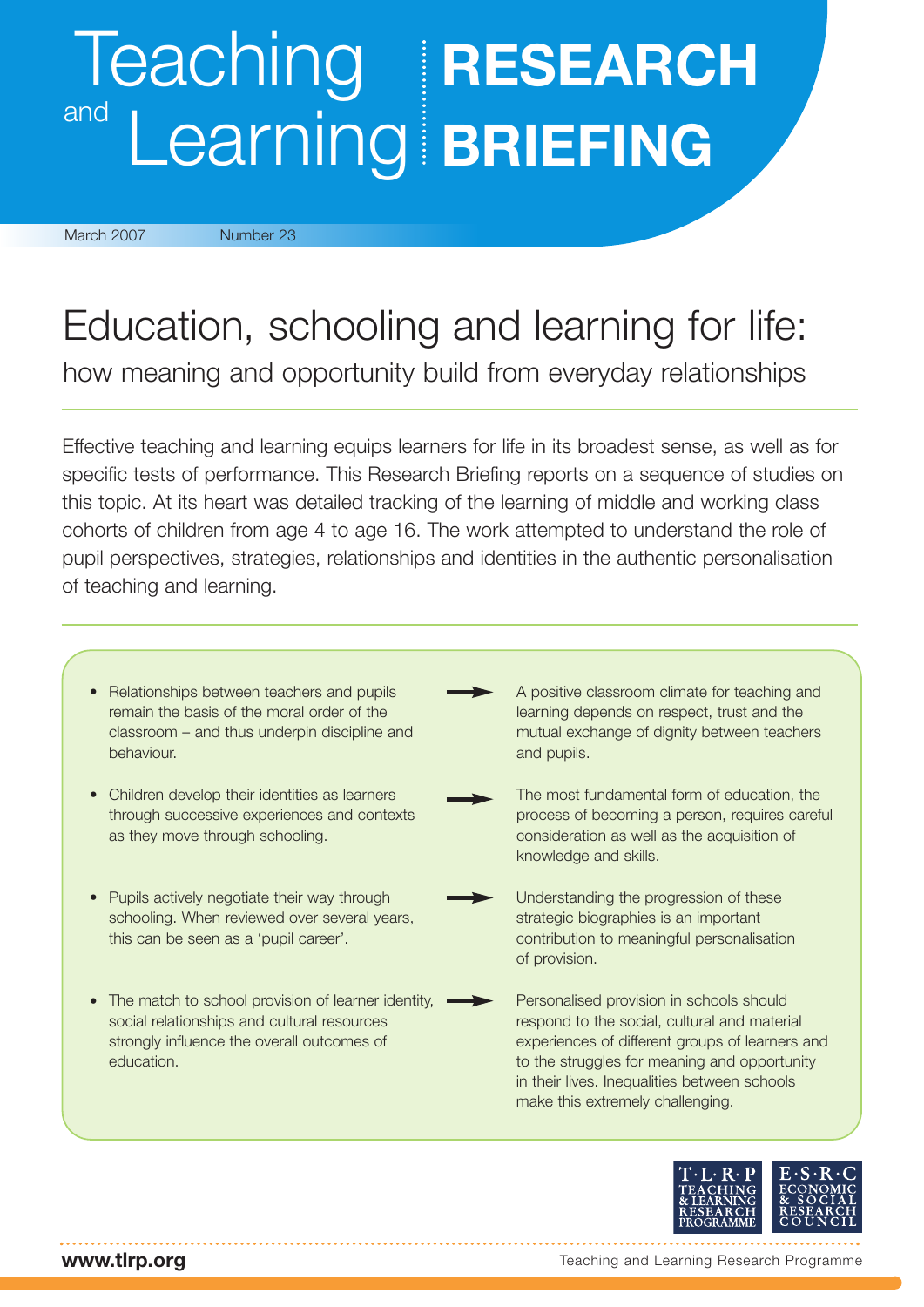# Teaching and Learning RESEARCH BRIEFING

March 2007 Number 23

# Education, schooling and learning for life:

## how meaning and opportunity build from everyday relationships

Effective teaching and learning equips learners for life in its broadest sense, as well as for specific tests of performance. This Research Briefing reports on a sequence of studies on this topic. At its heart was detailed tracking of the learning of middle and working class cohorts of children from age 4 to age 16. The work attempted to understand the role of pupil perspectives, strategies, relationships and identities in the authentic personalisation of teaching and learning.

- Relationships between teachers and pupils remain the basis of the moral order of the classroom – and thus underpin discipline and behaviour. → A positive classroom climate for teaching and learning depends on respect, trust and the mutual exchange of dignity between teachers and pupils.

- Children develop their identities as learners through successive experiences and contexts as they move through schooling. → The most fundamental form of education, the process of becoming a person, requires careful consideration as well as the acquisition of knowledge and skills.

- Pupils actively negotiate their way through schooling. When reviewed over several years, this can be seen as a 'pupil career'. → Understanding the progression of these strategic biographies is an important contribution to meaningful personalisation of provision.

- The match to school provision of learner identity, social relationships and cultural resources strongly influence the overall outcomes of education. → Personalised provision in schools should respond to the social, cultural and material experiences of different groups of learners and to the struggles for meaning and opportunity in their lives. Inequalities between schools make this extremely challenging.

T·L·R·P TEACHING & LEARNING RESEARCH PROGRAMME

E·S·R·C ECONOMIC & SOCIAL RESEARCH COUNCIL

www.tlrp.org

Teaching and Learning Research Programme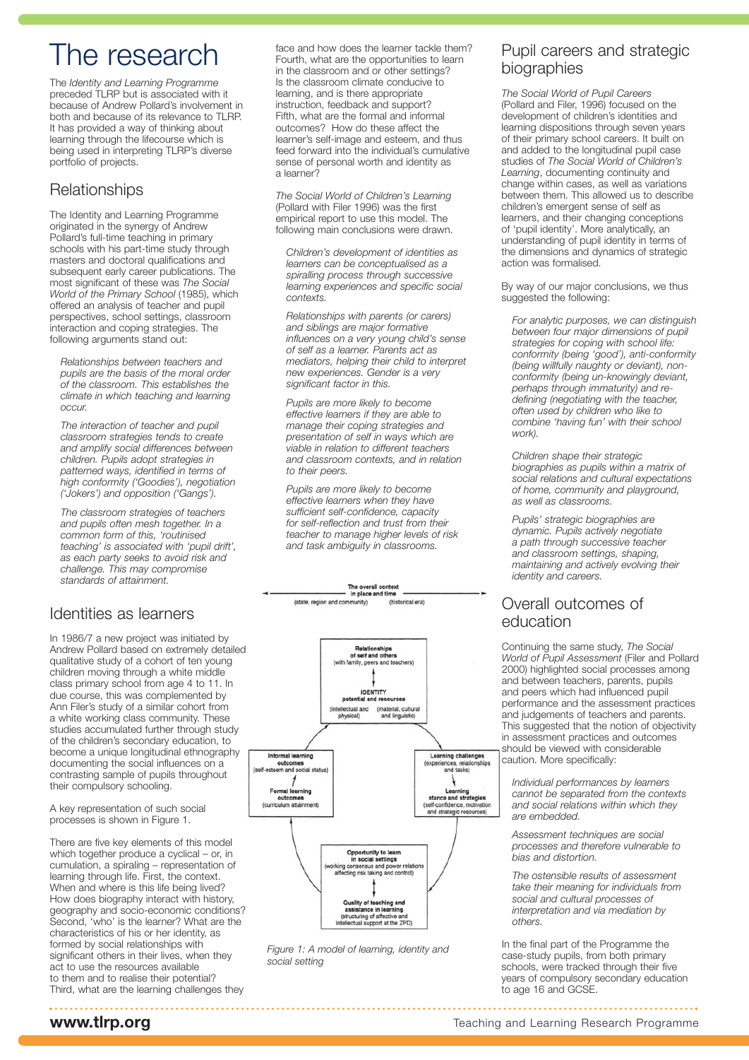# The research

The *Identity and Learning Programme* preceded TLRP but is associated with it because of Andrew Pollard's involvement in both and because of its relevance to TLRP. It has provided a way of thinking about learning through the lifecourse which is being used in interpreting TLRP's diverse portfolio of projects.

## Relationships

The Identity and Learning Programme originated in the synergy of Andrew Pollard's full-time teaching in primary schools with his part-time study through masters and doctoral qualifications and subsequent early career publications. The most significant of these was *The Social World of the Primary School* (1985), which offered an analysis of teacher and pupil perspectives, school settings, classroom interaction and coping strategies. The following arguments stand out:

*Relationships between teachers and pupils are the basis of the moral order of the classroom. This establishes the climate in which teaching and learning occur.*

*The interaction of teacher and pupil classroom strategies tends to create and amplify social differences between children. Pupils adopt strategies in patterned ways, identified in terms of high conformity ('Goodies'), negotiation ('Jokers') and opposition ('Gangs').*

*The classroom strategies of teachers and pupils often mesh together. In a common form of this, 'routinised teaching' is associated with 'pupil drift', as each party seeks to avoid risk and challenge. This may compromise standards of attainment.*

## Identities as learners

In 1986/7 a new project was initiated by Andrew Pollard based on extremely detailed qualitative study of a cohort of ten young children moving through a white middle class primary school from age 4 to 11. In due course, this was complemented by Ann Filer's study of a similar cohort from a white working class community. These studies accumulated further through study of the children's secondary education, to become a unique longitudinal ethnography documenting the social influences on a contrasting sample of pupils throughout their compulsory schooling.

A key representation of such social processes is shown in Figure 1.

There are five key elements of this model which together produce a cyclical – or, in cumulation, a spiraling – representation of learning through life. First, the context. When and where is this life being lived? How does biography interact with history, geography and socio-economic conditions? Second, 'who' is the learner? What are the characteristics of his or her identity, as formed by social relationships with significant others in their lives, when they act to use the resources available to them and to realise their potential? Third, what are the learning challenges they face and how does the learner tackle them? Fourth, what are the opportunities to learn in the classroom and or other settings? Is the classroom climate conducive to learning, and is there appropriate instruction, feedback and support? Fifth, what are the formal and informal outcomes? How do these affect the learner's self-image and esteem, and thus feed forward into the individual's cumulative sense of personal worth and identity as a learner?

*The Social World of Children's Learning* (Pollard with Filer 1996) was the first empirical report to use this model. The following main conclusions were drawn.

*Children's development of identities as learners can be conceptualised as a spiralling process through successive learning experiences and specific social contexts.*

*Relationships with parents (or carers) and siblings are major formative influences on a very young child's sense of self as a learner. Parents act as mediators, helping their child to interpret new experiences. Gender is a very significant factor in this.*

*Pupils are more likely to become effective learners if they are able to manage their coping strategies and presentation of self in ways which are viable in relation to different teachers and classroom contexts, and in relation to their peers.*

*Pupils are more likely to become effective learners when they have sufficient self-confidence, capacity for self-reflection and trust from their teacher to manage higher levels of risk and task ambiguity in classrooms.*

The overall context in place and time
(state, region and community) (historical era)

Relationships of self and others (with family, peers and teachers)

IDENTITY potential and resources
(intellectual and physical) (material, cultural and linguistic)

Learning challenges (experiences, relationships and tasks)

Learning stance and strategies (self-confidence, motivation and strategic resources)

Opportunity to learn in social settings (working consensus and power relations affecting risk taking and control)

Quality of teaching and assistance in learning (structuring of affective and intellectual support at the ZPD)

Formal learning outcomes (curriculum attainment)

Informal learning outcomes (self-esteem and social status)

*Figure 1: A model of learning, identity and social setting*

## Pupil careers and strategic biographies

*The Social World of Pupil Careers* (Pollard and Filer, 1996) focused on the development of children's identities and learning dispositions through seven years of their primary school careers. It built on and added to the longitudinal pupil case studies of *The Social World of Children's Learning*, documenting continuity and change within cases, as well as variations between them. This allowed us to describe children's emergent sense of self as learners, and their changing conceptions of 'pupil identity'. More analytically, an understanding of pupil identity in terms of the dimensions and dynamics of strategic action was formalised.

By way of our major conclusions, we thus suggested the following:

*For analytic purposes, we can distinguish between four major dimensions of pupil strategies for coping with school life: conformity (being 'good'), anti-conformity (being willfully naughty or deviant), non-conformity (being un-knowingly deviant, perhaps through immaturity) and re-defining (negotiating with the teacher, often used by children who like to combine 'having fun' with their school work).*

*Children shape their strategic biographies as pupils within a matrix of social relations and cultural expectations of home, community and playground, as well as classrooms.*

*Pupils' strategic biographies are dynamic. Pupils actively negotiate a path through successive teacher and classroom settings, shaping, maintaining and actively evolving their identity and careers.*

## Overall outcomes of education

Continuing the same study, *The Social World of Pupil Assessment* (Filer and Pollard 2000) highlighted social processes among and between teachers, parents, pupils and peers which had influenced pupil performance and the assessment practices and judgements of teachers and parents. This suggested that the notion of objectivity in assessment practices and outcomes should be viewed with considerable caution. More specifically:

*Individual performances by learners cannot be separated from the contexts and social relations within which they are embedded.*

*Assessment techniques are social processes and therefore vulnerable to bias and distortion.*

*The ostensible results of assessment take their meaning for individuals from social and cultural processes of interpretation and via mediation by others.*

In the final part of the Programme the case-study pupils, from both primary schools, were tracked through their five years of compulsory secondary education to age 16 and GCSE.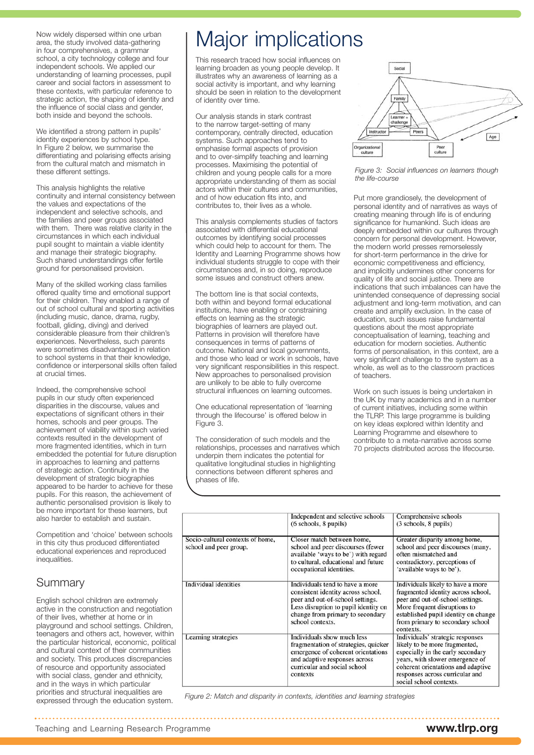Now widely dispersed within one urban area, the study involved data-gathering in four comprehensives, a grammar school, a city technology college and four independent schools. We applied our understanding of learning processes, pupil career and social factors in assessment to these contexts, with particular reference to strategic action, the shaping of identity and the influence of social class and gender, both inside and beyond the schools.

We identified a strong pattern in pupils' identity experiences by school type. In Figure 2 below, we summarise the differentiating and polarising effects arising from the cultural match and mismatch in these different settings.

This analysis highlights the relative continuity and internal consistency between the values and expectations of the independent and selective schools, and the families and peer groups associated with them. There was relative clarity in the circumstances in which each individual pupil sought to maintain a viable identity and manage their strategic biography. Such shared understandings offer fertile ground for personalised provision.

Many of the skilled working class families offered quality time and emotional support for their children. They enabled a range of out of school cultural and sporting activities (including music, dance, drama, rugby, football, gliding, diving) and derived considerable pleasure from their children's experiences. Nevertheless, such parents were sometimes disadvantaged in relation to school systems in that their knowledge, confidence or interpersonal skills often failed at crucial times.

Indeed, the comprehensive school pupils in our study often experienced disparities in the discourse, values and expectations of significant others in their homes, schools and peer groups. The achievement of viability within such varied contexts resulted in the development of more fragmented identities, which in turn embedded the potential for future disruption in approaches to learning and patterns of strategic action. Continuity in the development of strategic biographies appeared to be harder to achieve for these pupils. For this reason, the achievement of authentic personalised provision is likely to be more important for these learners, but also harder to establish and sustain.

Competition and 'choice' between schools in this city thus produced differentiated educational experiences and reproduced inequalities.

## Summary

English school children are extremely active in the construction and negotiation of their lives, whether at home or in playground and school settings. Children, teenagers and others act, however, within the particular historical, economic, political and cultural context of their communities and society. This produces discrepancies of resource and opportunity associated with social class, gender and ethnicity, and in the ways in which particular priorities and structural inequalities are expressed through the education system.

# Major implications

This research traced how social influences on learning broaden as young people develop. It illustrates why an awareness of learning as a social activity is important, and why learning should be seen in relation to the development of identity over time.

Our analysis stands in stark contrast to the narrow target-setting of many contemporary, centrally directed, education systems. Such approaches tend to emphasise formal aspects of provision and to over-simplify teaching and learning processes. Maximising the potential of children and young people calls for a more appropriate understanding of them as social actors within their cultures and communities, and of how education fits into, and contributes to, their lives as a whole.

This analysis complements studies of factors associated with differential educational outcomes by identifying social processes which could help to account for them. The Identity and Learning Programme shows how individual students struggle to cope with their circumstances and, in so doing, reproduce some issues and construct others anew.

The bottom line is that social contexts, both within and beyond formal educational institutions, have enabling or constraining effects on learning as the strategic biographies of learners are played out. Patterns in provision will therefore have consequences in terms of patterns of outcome. National and local governments, and those who lead or work in schools, have very significant responsibilities in this respect. New approaches to personalised provision are unlikely to be able to fully overcome structural influences on learning outcomes.

One educational representation of 'learning through the lifecourse' is offered below in Figure 3.

The consideration of such models and the relationships, processes and narratives which underpin them indicates the potential for qualitative longitudinal studies in highlighting connections between different spheres and phases of life.

Social
Family
Learner + challenge
Instructor
Peers
Age
Organizational culture
Peer culture

*Figure 3: Social influences on learners though the life-course*

Put more grandiosely, the development of personal identity and of narratives as ways of creating meaning through life is of enduring significance for humankind. Such ideas are deeply embedded within our cultures through concern for personal development. However, the modern world presses remorselessly for short-term performance in the drive for economic competitiveness and efficiency, and implicitly undermines other concerns for quality of life and social justice. There are indications that such imbalances can have the unintended consequence of depressing social adjustment and long-term motivation, and can create and amplify exclusion. In the case of education, such issues raise fundamental questions about the most appropriate conceptualisation of learning, teaching and education for modern societies. Authentic forms of personalisation, in this context, are a very significant challenge to the system as a whole, as well as to the classroom practices of teachers.

Work on such issues is being undertaken in the UK by many academics and in a number of current initiatives, including some within the TLRP. This large programme is building on key ideas explored within Identity and Learning Programme and elsewhere to contribute to a meta-narrative across some 70 projects distributed across the lifecourse.

| | Independent and selective schools (6 schools, 8 pupils) | Comprehensive schools (3 schools, 8 pupils) |
|---|---|---|
| Socio-cultural contexts of home, school and peer group. | Closer match between home, school and peer discourses (fewer available 'ways to be') with regard to cultural, educational and future occupational identities. | Greater disparity among home, school and peer discourses (many, often mismatched and contradictory, perceptions of 'available ways to be'). |
| Individual identities | Individuals tend to have a more consistent identity across school, peer and out-of-school settings. Less disruption to pupil identity on change from primary to secondary school contexts. | Individuals likely to have a more fragmented identity across school, peer and out-of-school settings. More frequent disruptions to established pupil identity on change from primary to secondary school contexts. |
| Learning strategies | Individuals show much less fragmentation of strategies, quicker emergence of coherent orientations and adaptive responses across curricular and social school contexts | Individuals' strategic responses likely to be more fragmented, especially in the early secondary years, with slower emergence of coherent orientations and adaptive responses across curricular and social school contexts. |

*Figure 2: Match and disparity in contexts, identities and learning strategies*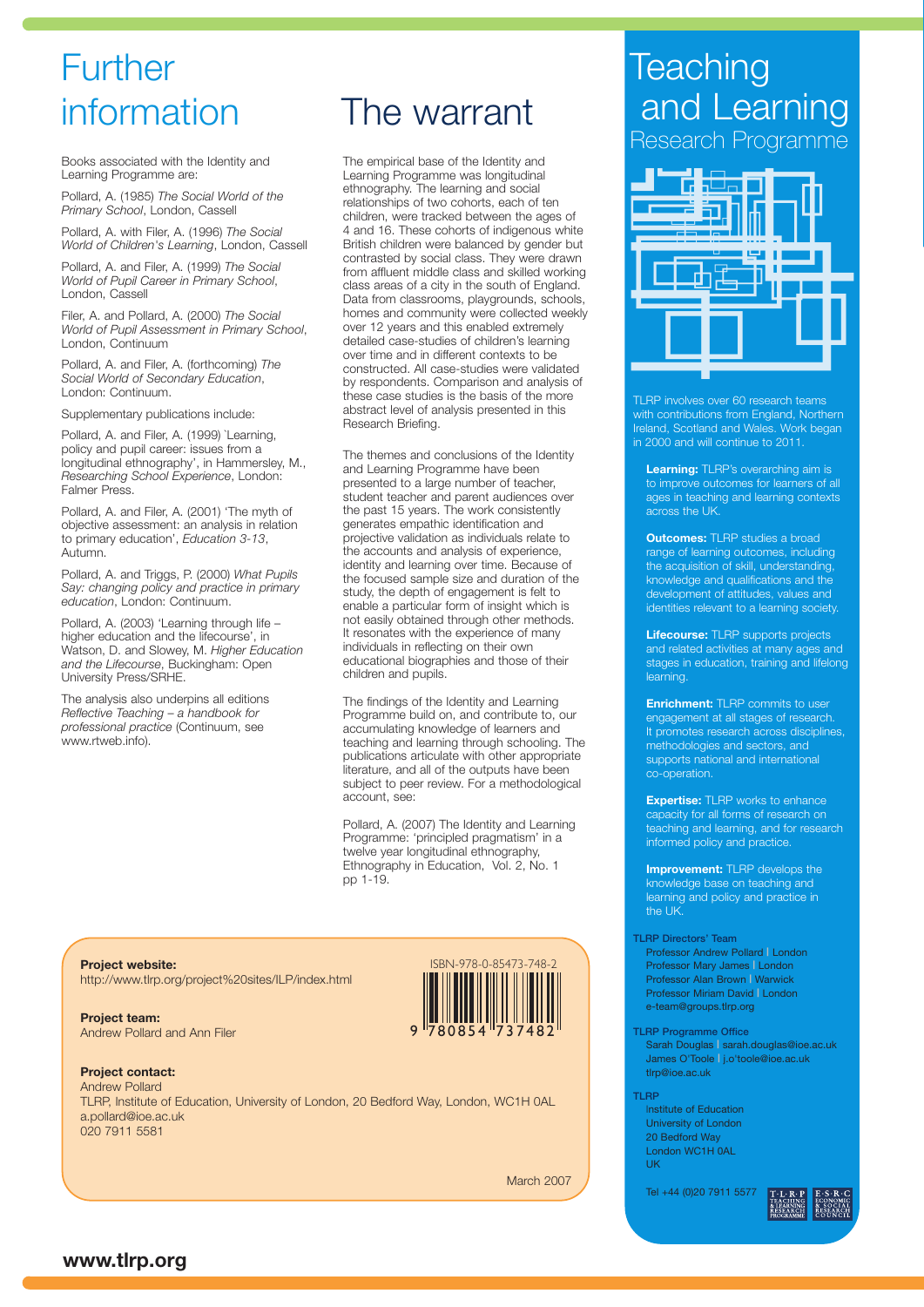# Further information

Books associated with the Identity and Learning Programme are:

Pollard, A. (1985) *The Social World of the Primary School*, London, Cassell

Pollard, A. with Filer, A. (1996) *The Social World of Children's Learning*, London, Cassell

Pollard, A. and Filer, A. (1999) *The Social World of Pupil Career in Primary School*, London, Cassell

Filer, A. and Pollard, A. (2000) *The Social World of Pupil Assessment in Primary School*, London, Continuum

Pollard, A. and Filer, A. (forthcoming) *The Social World of Secondary Education*, London: Continuum.

Supplementary publications include:

Pollard, A. and Filer, A. (1999) `Learning, policy and pupil career: issues from a longitudinal ethnography', in Hammersley, M., *Researching School Experience*, London: Falmer Press.

Pollard, A. and Filer, A. (2001) 'The myth of objective assessment: an analysis in relation to primary education', *Education 3-13*, Autumn.

Pollard, A. and Triggs, P. (2000) *What Pupils Say: changing policy and practice in primary education*, London: Continuum.

Pollard, A. (2003) 'Learning through life – higher education and the lifecourse', in Watson, D. and Slowey, M. *Higher Education and the Lifecourse*, Buckingham: Open University Press/SRHE.

The analysis also underpins all editions *Reflective Teaching – a handbook for professional practice* (Continuum, see www.rtweb.info).

# The warrant

The empirical base of the Identity and Learning Programme was longitudinal ethnography. The learning and social relationships of two cohorts, each of ten children, were tracked between the ages of 4 and 16. These cohorts of indigenous white British children were balanced by gender but contrasted by social class. They were drawn from affluent middle class and skilled working class areas of a city in the south of England. Data from classrooms, playgrounds, schools, homes and community were collected weekly over 12 years and this enabled extremely detailed case-studies of children's learning over time and in different contexts to be constructed. All case-studies were validated by respondents. Comparison and analysis of these case studies is the basis of the more abstract level of analysis presented in this Research Briefing.

The themes and conclusions of the Identity and Learning Programme have been presented to a large number of teacher, student teacher and parent audiences over the past 15 years. The work consistently generates empathic identification and projective validation as individuals relate to the accounts and analysis of experience, identity and learning over time. Because of the focused sample size and duration of the study, the depth of engagement is felt to enable a particular form of insight which is not easily obtained through other methods. It resonates with the experience of many individuals in reflecting on their own educational biographies and those of their children and pupils.

The findings of the Identity and Learning Programme build on, and contribute to, our accumulating knowledge of learners and teaching and learning through schooling. The publications articulate with other appropriate literature, and all of the outputs have been subject to peer review. For a methodological account, see:

Pollard, A. (2007) The Identity and Learning Programme: 'principled pragmatism' in a twelve year longitudinal ethnography, Ethnography in Education, Vol. 2, No. 1 pp 1-19.

**Project website:**
http://www.tlrp.org/project%20sites/ILP/index.html

**Project team:**
Andrew Pollard and Ann Filer

**Project contact:**
Andrew Pollard
TLRP, Institute of Education, University of London, 20 Bedford Way, London, WC1H 0AL
a.pollard@ioe.ac.uk
020 7911 5581

ISBN-978-0-85473-748-2

9 780854 737482

March 2007

# Teaching and Learning
## Research Programme

TLRP involves over 60 research teams with contributions from England, Northern Ireland, Scotland and Wales. Work began in 2000 and will continue to 2011.

**Learning:** TLRP's overarching aim is to improve outcomes for learners of all ages in teaching and learning contexts across the UK.

**Outcomes:** TLRP studies a broad range of learning outcomes, including the acquisition of skill, understanding, knowledge and qualifications and the development of attitudes, values and identities relevant to a learning society.

**Lifecourse:** TLRP supports projects and related activities at many ages and stages in education, training and lifelong learning.

**Enrichment:** TLRP commits to user engagement at all stages of research. It promotes research across disciplines, methodologies and sectors, and supports national and international co-operation.

**Expertise:** TLRP works to enhance capacity for all forms of research on teaching and learning, and for research informed policy and practice.

**Improvement:** TLRP develops the knowledge base on teaching and learning and policy and practice in the UK.

TLRP Directors' Team
Professor Andrew Pollard | London
Professor Mary James | London
Professor Alan Brown | Warwick
Professor Miriam David | London
e-team@groups.tlrp.org

TLRP Programme Office
Sarah Douglas | sarah.douglas@ioe.ac.uk
James O'Toole | j.o'toole@ioe.ac.uk
tlrp@ioe.ac.uk

TLRP
Institute of Education
University of London
20 Bedford Way
London WC1H 0AL
UK

Tel +44 (0)20 7911 5577

T·L·R·P TEACHING & LEARNING RESEARCH PROGRAMME

E·S·R·C ECONOMIC & SOCIAL RESEARCH COUNCIL

**www.tlrp.org**